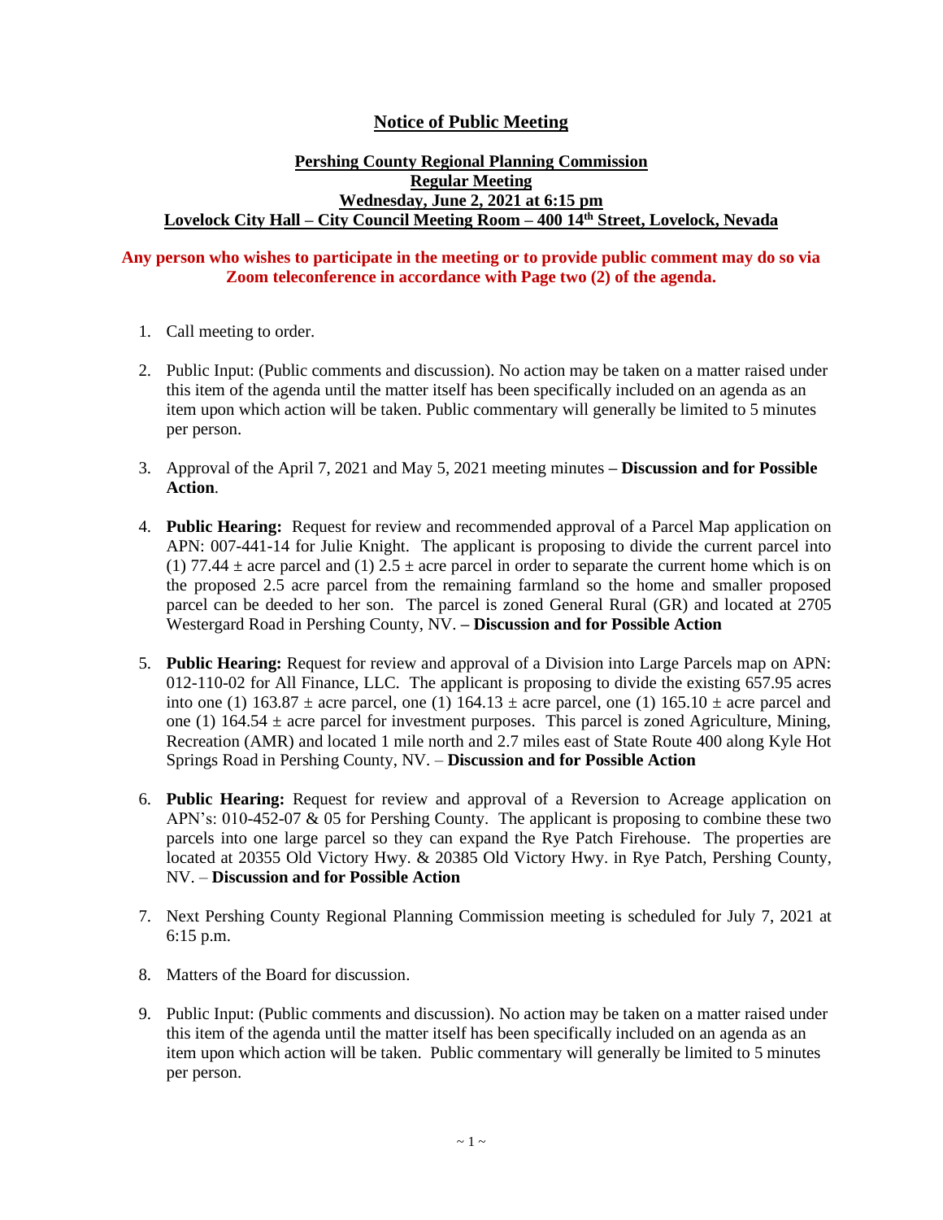# Notice of Public Meeting

## Pershing County Regional Planning Commission
## Regular Meeting
## Wednesday, June 2, 2021 at 6:15 pm
## Lovelock City Hall – City Council Meeting Room – 400 14th Street, Lovelock, Nevada

**Any person who wishes to participate in the meeting or to provide public comment may do so via Zoom teleconference in accordance with Page two (2) of the agenda.**

1. Call meeting to order.

2. Public Input: (Public comments and discussion). No action may be taken on a matter raised under this item of the agenda until the matter itself has been specifically included on an agenda as an item upon which action will be taken. Public commentary will generally be limited to 5 minutes per person.

3. Approval of the April 7, 2021 and May 5, 2021 meeting minutes **– Discussion and for Possible Action**.

4. **Public Hearing:** Request for review and recommended approval of a Parcel Map application on APN: 007-441-14 for Julie Knight. The applicant is proposing to divide the current parcel into (1) 77.44 ± acre parcel and (1) 2.5 ± acre parcel in order to separate the current home which is on the proposed 2.5 acre parcel from the remaining farmland so the home and smaller proposed parcel can be deeded to her son. The parcel is zoned General Rural (GR) and located at 2705 Westergard Road in Pershing County, NV. **– Discussion and for Possible Action**

5. **Public Hearing:** Request for review and approval of a Division into Large Parcels map on APN: 012-110-02 for All Finance, LLC. The applicant is proposing to divide the existing 657.95 acres into one (1) 163.87 ± acre parcel, one (1) 164.13 ± acre parcel, one (1) 165.10 ± acre parcel and one (1) 164.54 ± acre parcel for investment purposes. This parcel is zoned Agriculture, Mining, Recreation (AMR) and located 1 mile north and 2.7 miles east of State Route 400 along Kyle Hot Springs Road in Pershing County, NV. – **Discussion and for Possible Action**

6. **Public Hearing:** Request for review and approval of a Reversion to Acreage application on APN's: 010-452-07 & 05 for Pershing County. The applicant is proposing to combine these two parcels into one large parcel so they can expand the Rye Patch Firehouse. The properties are located at 20355 Old Victory Hwy. & 20385 Old Victory Hwy. in Rye Patch, Pershing County, NV. – **Discussion and for Possible Action**

7. Next Pershing County Regional Planning Commission meeting is scheduled for July 7, 2021 at 6:15 p.m.

8. Matters of the Board for discussion.

9. Public Input: (Public comments and discussion). No action may be taken on a matter raised under this item of the agenda until the matter itself has been specifically included on an agenda as an item upon which action will be taken. Public commentary will generally be limited to 5 minutes per person.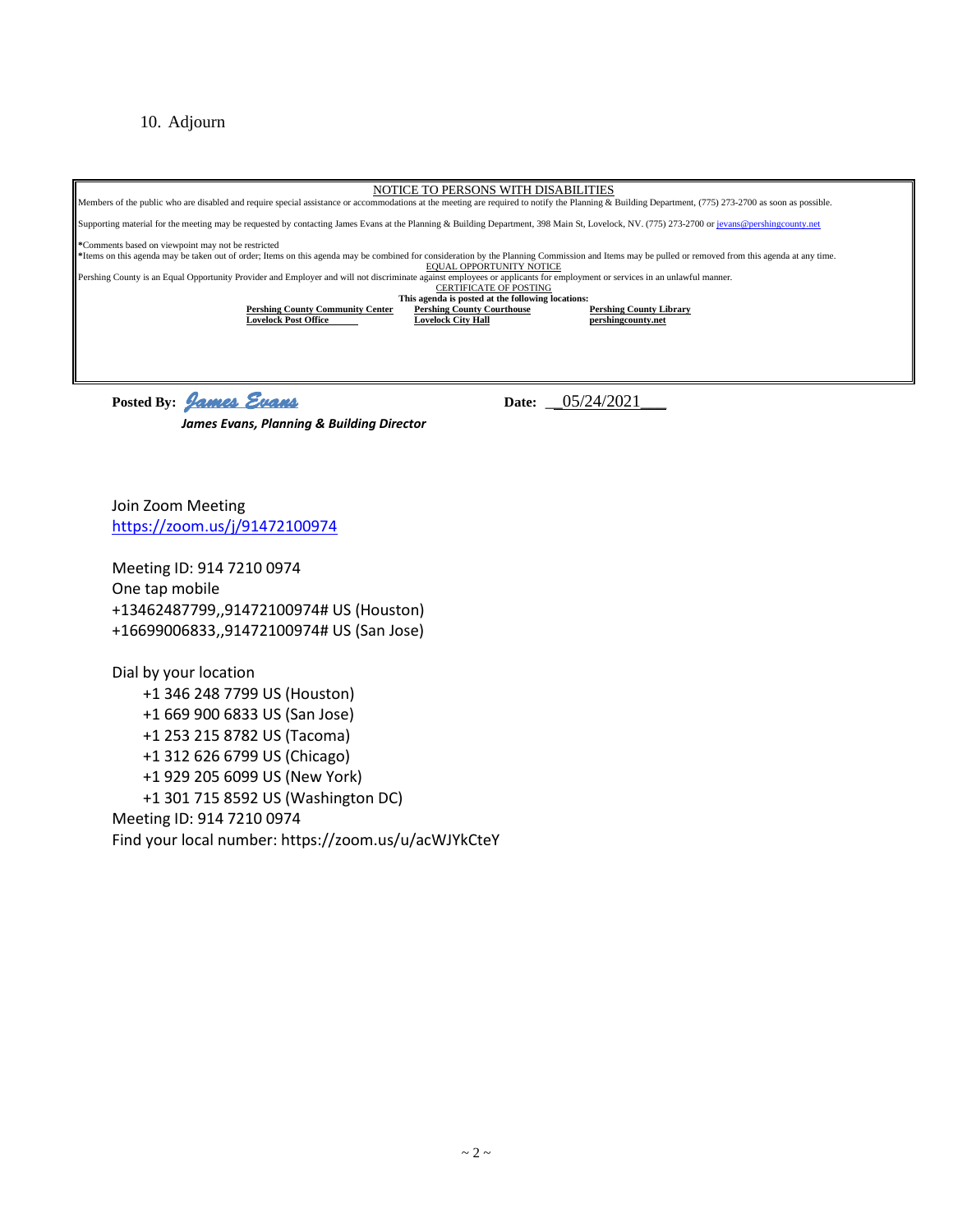10. Adjourn

NOTICE TO PERSONS WITH DISABILITIES

Members of the public who are disabled and require special assistance or accommodations at the meeting are required to notify the Planning & Building Department, (775) 273-2700 as soon as possible.

Supporting material for the meeting may be requested by contacting James Evans at the Planning & Building Department, 398 Main St, Lovelock, NV. (775) 273-2700 or jevans@pershingcounty.net

*Comments based on viewpoint may not be restricted
*Items on this agenda may be taken out of order; Items on this agenda may be combined for consideration by the Planning Commission and Items may be pulled or removed from this agenda at any time.

EQUAL OPPORTUNITY NOTICE

Pershing County is an Equal Opportunity Provider and Employer and will not discriminate against employees or applicants for employment or services in an unlawful manner.

CERTIFICATE OF POSTING

**This agenda is posted at the following locations:**

| | | |
|---|---|---|
| **Pershing County Community Center** | **Pershing County Courthouse** | **Pershing County Library** |
| **Lovelock Post Office** | **Lovelock City Hall** | **pershingcounty.net** |

**Posted By:** *James Evans* **Date:** 05/24/2021

***James Evans, Planning & Building Director***

Join Zoom Meeting
https://zoom.us/j/91472100974

Meeting ID: 914 7210 0974
One tap mobile
+13462487799,,91472100974# US (Houston)
+16699006833,,91472100974# US (San Jose)

Dial by your location
+1 346 248 7799 US (Houston)
+1 669 900 6833 US (San Jose)
+1 253 215 8782 US (Tacoma)
+1 312 626 6799 US (Chicago)
+1 929 205 6099 US (New York)
+1 301 715 8592 US (Washington DC)
Meeting ID: 914 7210 0974
Find your local number: https://zoom.us/u/acWJYkCteY